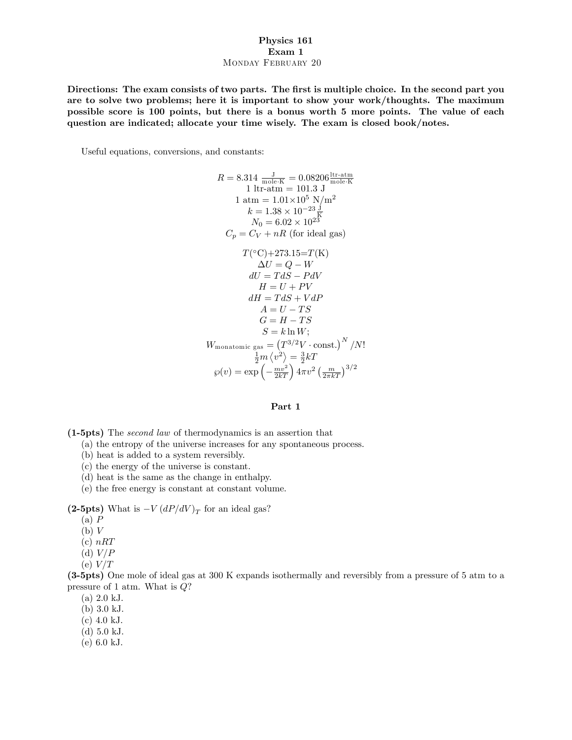# Physics 161

## Exam 1

MONDAY FEBRUARY 20

**Directions: The exam consists of two parts. The first is multiple choice. In the second part you are to solve two problems; here it is important to show your work/thoughts. The maximum possible score is 100 points, but there is a bonus worth 5 more points. The value of each question are indicated; allocate your time wisely. The exam is closed book/notes.**

Useful equations, conversions, and constants:

$$R = 8.314 \ \frac{\text{J}}{\text{mole}\cdot\text{K}} = 0.08206 \frac{\text{ltr-atm}}{\text{mole}\cdot\text{K}}$$

$$1 \text{ ltr-atm} = 101.3 \text{ J}$$

$$1 \text{ atm} = 1.01\times10^5 \text{ N/m}^2$$

$$k = 1.38 \times 10^{-23} \frac{\text{J}}{\text{K}}$$

$$N_0 = 6.02 \times 10^{23}$$

$$C_p = C_V + nR \text{ (for ideal gas)}$$

$$T(^\circ\text{C}) + 273.15 = T(\text{K})$$

$$\Delta U = Q - W$$

$$dU = TdS - PdV$$

$$H = U + PV$$

$$dH = TdS + VdP$$

$$A = U - TS$$

$$G = H - TS$$

$$S = k \ln W;$$

$$W_{\text{monatomic gas}} = \left(T^{3/2} V \cdot \text{const.}\right)^N / N!$$

$$\frac{1}{2} m \left\langle v^2 \right\rangle = \frac{3}{2} kT$$

$$\wp(v) = \exp\left(-\frac{mv^2}{2kT}\right) 4\pi v^2 \left(\frac{m}{2\pi kT}\right)^{3/2}$$

## Part 1

**(1-5pts)** The *second law* of thermodynamics is an assertion that
(a) the entropy of the universe increases for any spontaneous process.
(b) heat is added to a system reversibly.
(c) the energy of the universe is constant.
(d) heat is the same as the change in enthalpy.
(e) the free energy is constant at constant volume.

**(2-5pts)** What is $-V\,(dP/dV)_T$ for an ideal gas?
(a) $P$
(b) $V$
(c) $nRT$
(d) $V/P$
(e) $V/T$

**(3-5pts)** One mole of ideal gas at 300 K expands isothermally and reversibly from a pressure of 5 atm to a pressure of 1 atm. What is $Q$?
(a) 2.0 kJ.
(b) 3.0 kJ.
(c) 4.0 kJ.
(d) 5.0 kJ.
(e) 6.0 kJ.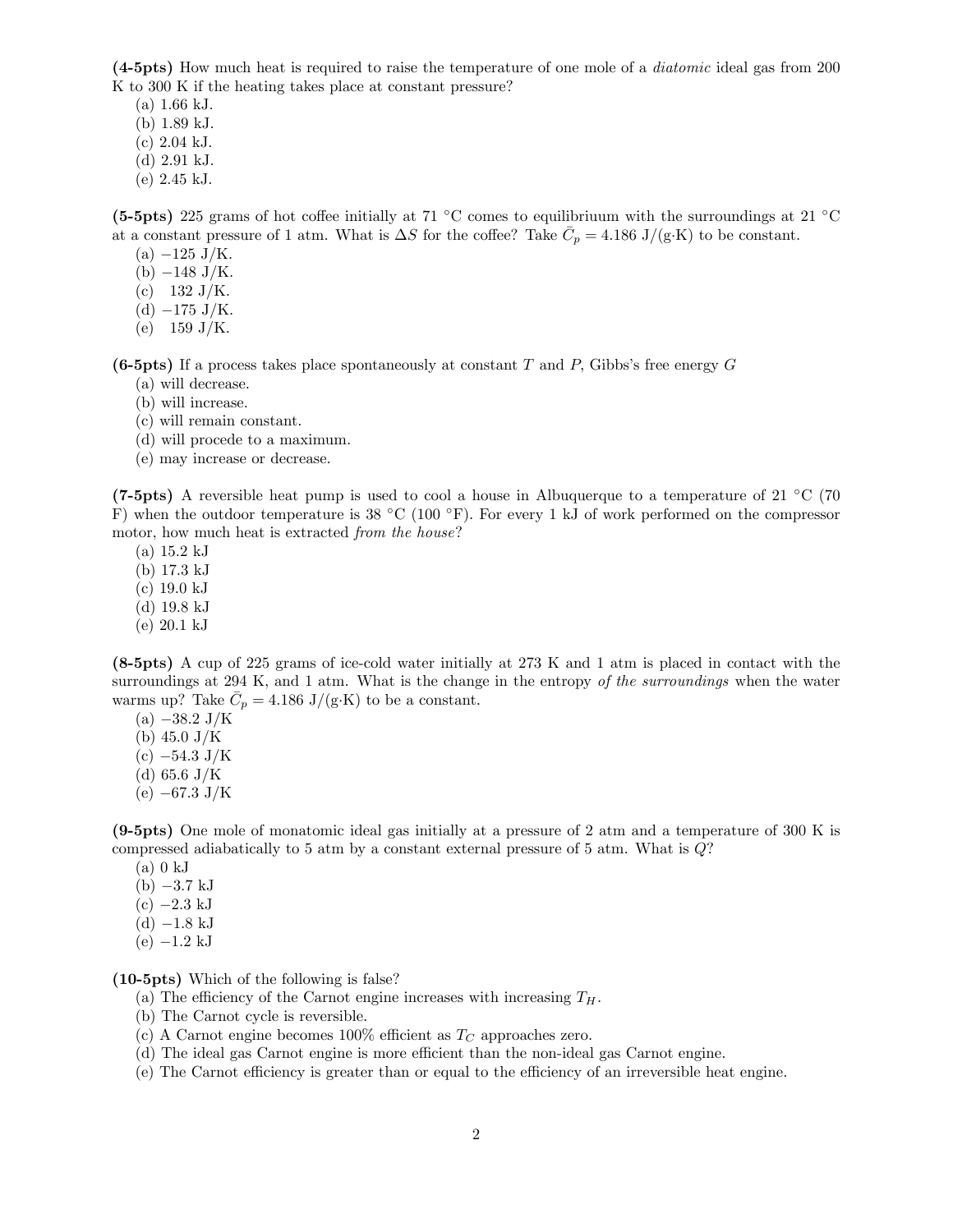**(4-5pts)** How much heat is required to raise the temperature of one mole of a *diatomic* ideal gas from 200 K to 300 K if the heating takes place at constant pressure?

(a) 1.66 kJ.
(b) 1.89 kJ.
(c) 2.04 kJ.
(d) 2.91 kJ.
(e) 2.45 kJ.

**(5-5pts)** 225 grams of hot coffee initially at 71 °C comes to equilibriuum with the surroundings at 21 °C at a constant pressure of 1 atm. What is $\Delta S$ for the coffee? Take $\bar{C}_p = 4.186$ J/(g·K) to be constant.

(a) −125 J/K.
(b) −148 J/K.
(c) 132 J/K.
(d) −175 J/K.
(e) 159 J/K.

**(6-5pts)** If a process takes place spontaneously at constant $T$ and $P$, Gibbs's free energy $G$

(a) will decrease.
(b) will increase.
(c) will remain constant.
(d) will procede to a maximum.
(e) may increase or decrease.

**(7-5pts)** A reversible heat pump is used to cool a house in Albuquerque to a temperature of 21 °C (70 F) when the outdoor temperature is 38 °C (100 °F). For every 1 kJ of work performed on the compressor motor, how much heat is extracted *from the house*?

(a) 15.2 kJ
(b) 17.3 kJ
(c) 19.0 kJ
(d) 19.8 kJ
(e) 20.1 kJ

**(8-5pts)** A cup of 225 grams of ice-cold water initially at 273 K and 1 atm is placed in contact with the surroundings at 294 K, and 1 atm. What is the change in the entropy *of the surroundings* when the water warms up? Take $\bar{C}_p = 4.186$ J/(g·K) to be a constant.

(a) −38.2 J/K
(b) 45.0 J/K
(c) −54.3 J/K
(d) 65.6 J/K
(e) −67.3 J/K

**(9-5pts)** One mole of monatomic ideal gas initially at a pressure of 2 atm and a temperature of 300 K is compressed adiabatically to 5 atm by a constant external pressure of 5 atm. What is $Q$?

(a) 0 kJ
(b) −3.7 kJ
(c) −2.3 kJ
(d) −1.8 kJ
(e) −1.2 kJ

**(10-5pts)** Which of the following is false?

(a) The efficiency of the Carnot engine increases with increasing $T_H$.
(b) The Carnot cycle is reversible.
(c) A Carnot engine becomes 100% efficient as $T_C$ approaches zero.
(d) The ideal gas Carnot engine is more efficient than the non-ideal gas Carnot engine.
(e) The Carnot efficiency is greater than or equal to the efficiency of an irreversible heat engine.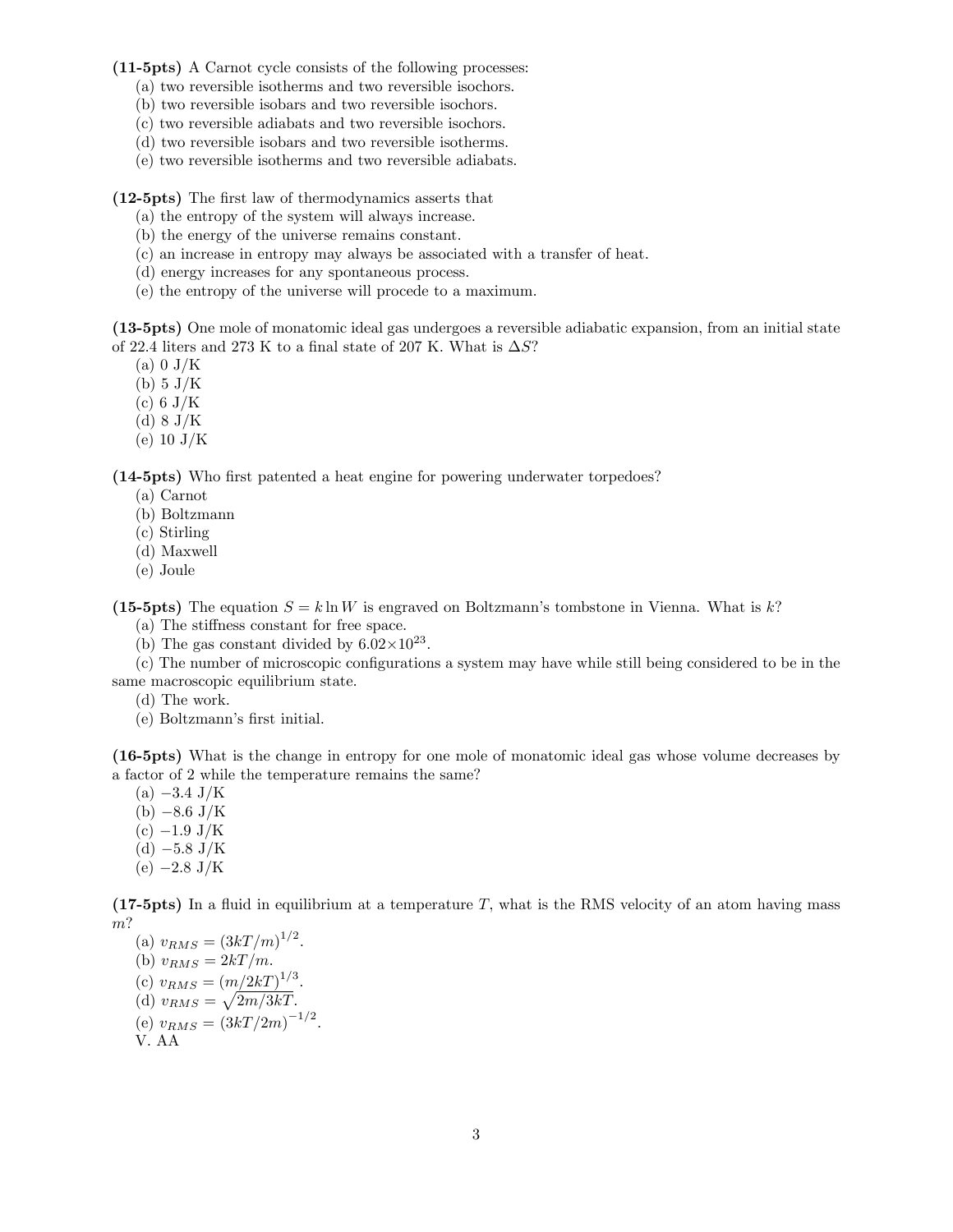**(11-5pts)** A Carnot cycle consists of the following processes:

(a) two reversible isotherms and two reversible isochors.
(b) two reversible isobars and two reversible isochors.
(c) two reversible adiabats and two reversible isochors.
(d) two reversible isobars and two reversible isotherms.
(e) two reversible isotherms and two reversible adiabats.

**(12-5pts)** The first law of thermodynamics asserts that

(a) the entropy of the system will always increase.
(b) the energy of the universe remains constant.
(c) an increase in entropy may always be associated with a transfer of heat.
(d) energy increases for any spontaneous process.
(e) the entropy of the universe will procede to a maximum.

**(13-5pts)** One mole of monatomic ideal gas undergoes a reversible adiabatic expansion, from an initial state of 22.4 liters and 273 K to a final state of 207 K. What is $\Delta S$?

(a) 0 J/K
(b) 5 J/K
(c) 6 J/K
(d) 8 J/K
(e) 10 J/K

**(14-5pts)** Who first patented a heat engine for powering underwater torpedoes?

(a) Carnot
(b) Boltzmann
(c) Stirling
(d) Maxwell
(e) Joule

**(15-5pts)** The equation $S = k \ln W$ is engraved on Boltzmann's tombstone in Vienna. What is $k$?

(a) The stiffness constant for free space.
(b) The gas constant divided by $6.02 \times 10^{23}$.
(c) The number of microscopic configurations a system may have while still being considered to be in the same macroscopic equilibrium state.
(d) The work.
(e) Boltzmann's first initial.

**(16-5pts)** What is the change in entropy for one mole of monatomic ideal gas whose volume decreases by a factor of 2 while the temperature remains the same?

(a) $-3.4$ J/K
(b) $-8.6$ J/K
(c) $-1.9$ J/K
(d) $-5.8$ J/K
(e) $-2.8$ J/K

**(17-5pts)** In a fluid in equilibrium at a temperature $T$, what is the RMS velocity of an atom having mass $m$?

(a) $v_{RMS} = (3kT/m)^{1/2}$.
(b) $v_{RMS} = 2kT/m$.
(c) $v_{RMS} = (m/2kT)^{1/3}$.
(d) $v_{RMS} = \sqrt{2m/3kT}$.
(e) $v_{RMS} = (3kT/2m)^{-1/2}$.

V. AA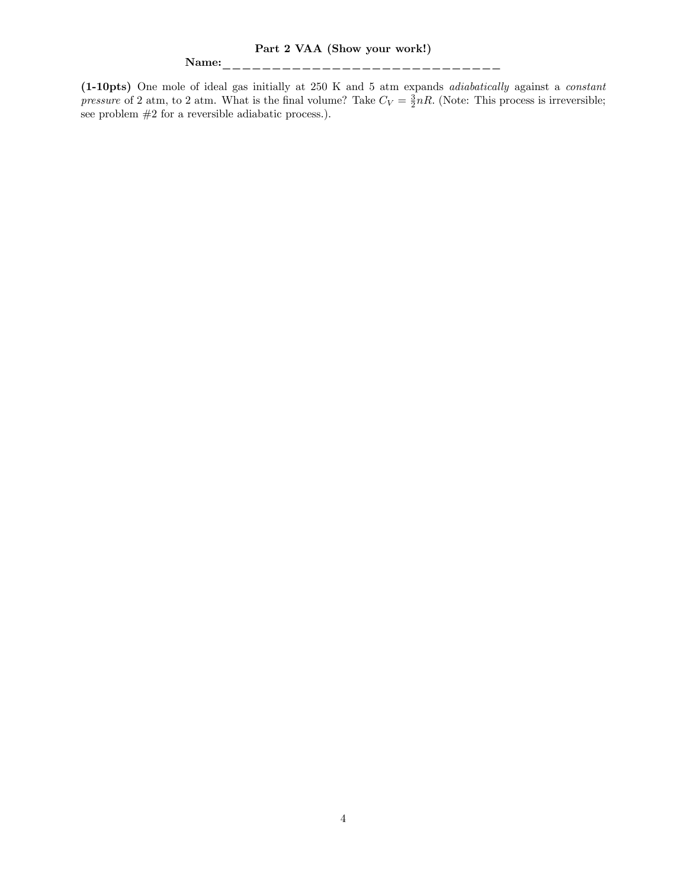**Part 2 VAA (Show your work!)**

**Name:**\_\_\_\_\_\_\_\_\_\_\_\_\_\_\_\_\_\_\_\_\_\_\_\_\_\_\_\_\_\_

**(1-10pts)** One mole of ideal gas initially at 250 K and 5 atm expands *adiabatically* against a *constant pressure* of 2 atm, to 2 atm. What is the final volume? Take $C_V = \frac{3}{2}nR$. (Note: This process is irreversible; see problem #2 for a reversible adiabatic process.).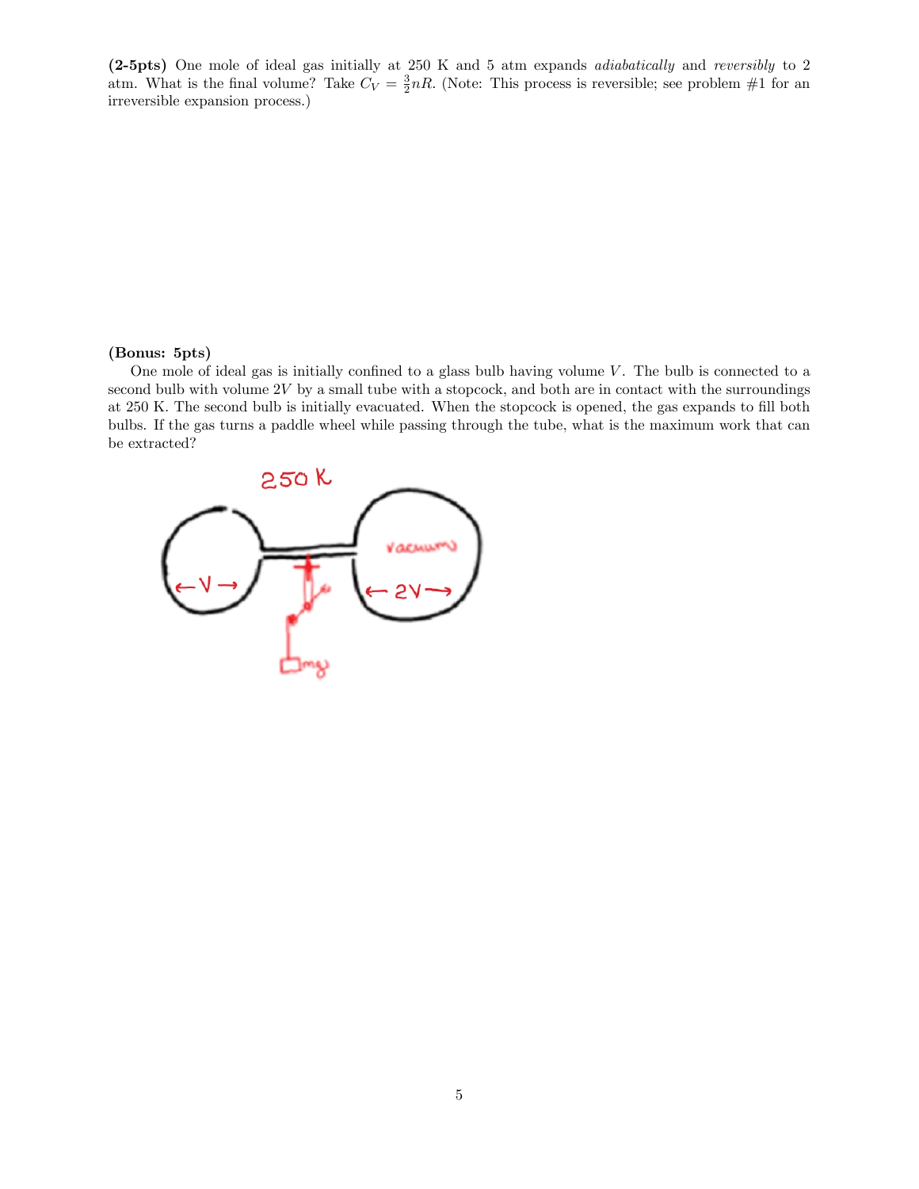**(2-5pts)** One mole of ideal gas initially at 250 K and 5 atm expands *adiabatically* and *reversibly* to 2 atm. What is the final volume? Take $C_V = \frac{3}{2}nR$. (Note: This process is reversible; see problem #1 for an irreversible expansion process.)

**(Bonus: 5pts)**

One mole of ideal gas is initially confined to a glass bulb having volume $V$. The bulb is connected to a second bulb with volume $2V$ by a small tube with a stopcock, and both are in contact with the surroundings at 250 K. The second bulb is initially evacuated. When the stopcock is opened, the gas expands to fill both bulbs. If the gas turns a paddle wheel while passing through the tube, what is the maximum work that can be extracted?

250 K

vacuum

← V →

← 2V →

mg